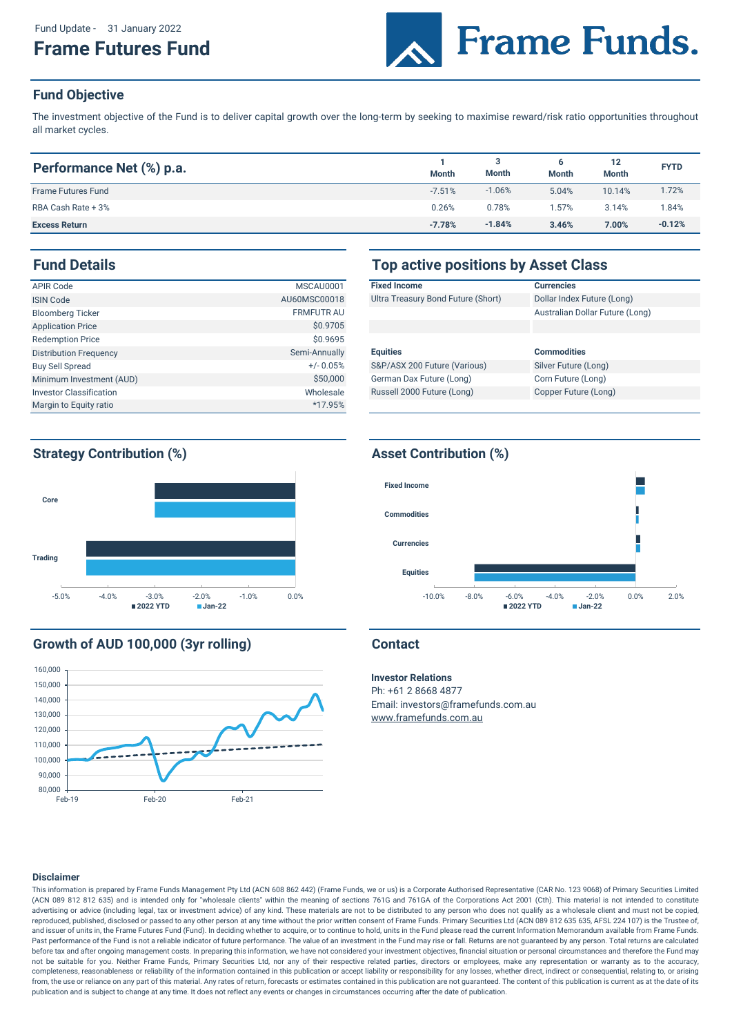Fund Update - 31 January 2022

# Frame Futures Fund

Frame Funds.

## Fund Objective

The investment objective of the Fund is to deliver capital growth over the long-term by seeking to maximise reward/risk ratio opportunities throughout all market cycles.

## Performance Net (%) p.a.

| | 1 Month | 3 Month | 6 Month | 12 Month | FYTD |
|---|---|---|---|---|---|
| Frame Futures Fund | -7.51% | -1.06% | 5.04% | 10.14% | 1.72% |
| RBA Cash Rate + 3% | 0.26% | 0.78% | 1.57% | 3.14% | 1.84% |
| **Excess Return** | **-7.78%** | **-1.84%** | **3.46%** | **7.00%** | **-0.12%** |

## Fund Details

| | |
|---|---|
| APIR Code | MSCAU0001 |
| ISIN Code | AU60MSC00018 |
| Bloomberg Ticker | FRMFUTR AU |
| Application Price | $0.9705 |
| Redemption Price | $0.9695 |
| Distribution Frequency | Semi-Annually |
| Buy Sell Spread | +/- 0.05% |
| Minimum Investment (AUD) | $50,000 |
| Investor Classification | Wholesale |
| Margin to Equity ratio | *17.95% |

## Top active positions by Asset Class

| Fixed Income | Currencies |
|---|---|
| Ultra Treasury Bond Future (Short) | Dollar Index Future (Long) |
| | Australian Dollar Future (Long) |

| Equities | Commodities |
|---|---|
| S&P/ASX 200 Future (Various) | Silver Future (Long) |
| German Dax Future (Long) | Corn Future (Long) |
| Russell 2000 Future (Long) | Copper Future (Long) |

## Strategy Contribution (%)

Core, Trading; axis -5.0% to 0.0%; legend: 2022 YTD, Jan-22

## Asset Contribution (%)

Fixed Income, Commodities, Currencies, Equities; axis -10.0% to 2.0%; legend: 2022 YTD, Jan-22

## Growth of AUD 100,000 (3yr rolling)

Axis 80,000 to 160,000; Feb-19, Feb-20, Feb-21

## Contact

**Investor Relations**
Ph: +61 2 8668 4877
Email: investors@framefunds.com.au
www.framefunds.com.au

### Disclaimer

This information is prepared by Frame Funds Management Pty Ltd (ACN 608 862 442) (Frame Funds, we or us) is a Corporate Authorised Representative (CAR No. 123 9068) of Primary Securities Limited (ACN 089 812 635) and is intended only for "wholesale clients" within the meaning of sections 761G and 761GA of the Corporations Act 2001 (Cth). This material is not intended to constitute advertising or advice (including legal, tax or investment advice) of any kind. These materials are not to be distributed to any person who does not qualify as a wholesale client and must not be copied, reproduced, published, disclosed or passed to any other person at any time without the prior written consent of Frame Funds. Primary Securities Ltd (ACN 089 812 635, AFSL 224 107) is the Trustee of, and issuer of units in, the Frame Futures Fund (Fund). In deciding whether to acquire, or to continue to hold, units in the Fund please read the current Information Memorandum available from Frame Funds. Past performance of the Fund is not a reliable indicator of future performance. The value of an investment in the Fund may rise or fall. Returns are not guaranteed by any person. Total returns are calculated before tax and after ongoing management costs. In preparing this information, we have not considered your investment objectives, financial situation or personal circumstances and therefore the Fund may not be suitable for you. Neither Frame Funds, Primary Securities Ltd, nor any of their respective related parties, directors or employees, make any representation or warranty as to the accuracy, completeness, reasonableness or reliability of the information contained in this publication or accept liability or responsibility for any losses, whether direct, indirect or consequential, relating to, or arising from, the use or reliance on any part of this material. Any rates of return, forecasts or estimates contained in this publication are not guaranteed. The content of this publication is current as at the date of its publication and is subject to change at any time. It does not reflect any events or changes in circumstances occurring after the date of publication.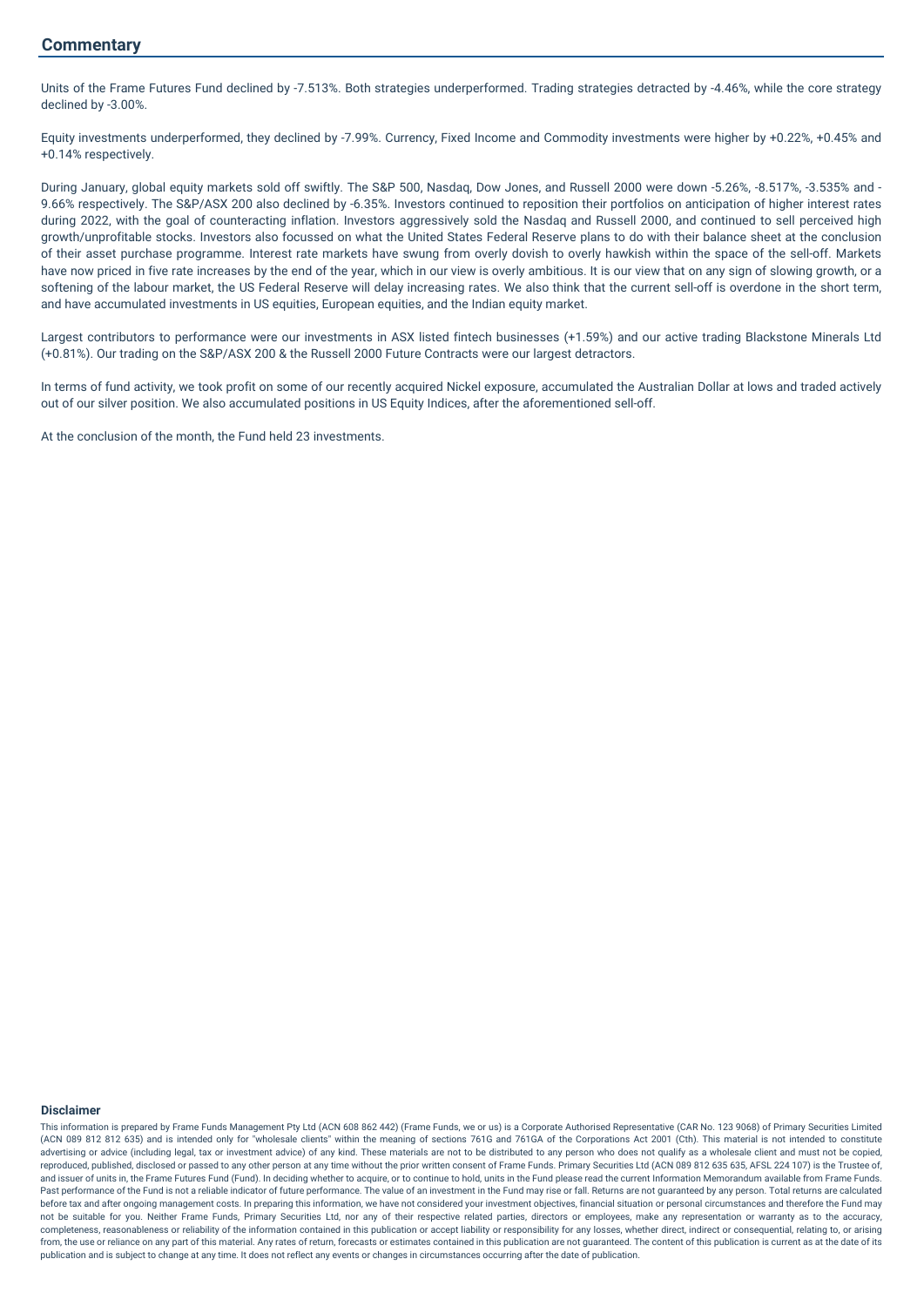## Commentary

Units of the Frame Futures Fund declined by -7.513%. Both strategies underperformed. Trading strategies detracted by -4.46%, while the core strategy declined by -3.00%.

Equity investments underperformed, they declined by -7.99%. Currency, Fixed Income and Commodity investments were higher by +0.22%, +0.45% and +0.14% respectively.

During January, global equity markets sold off swiftly. The S&P 500, Nasdaq, Dow Jones, and Russell 2000 were down -5.26%, -8.517%, -3.535% and -9.66% respectively. The S&P/ASX 200 also declined by -6.35%. Investors continued to reposition their portfolios on anticipation of higher interest rates during 2022, with the goal of counteracting inflation. Investors aggressively sold the Nasdaq and Russell 2000, and continued to sell perceived high growth/unprofitable stocks. Investors also focussed on what the United States Federal Reserve plans to do with their balance sheet at the conclusion of their asset purchase programme. Interest rate markets have swung from overly dovish to overly hawkish within the space of the sell-off. Markets have now priced in five rate increases by the end of the year, which in our view is overly ambitious. It is our view that on any sign of slowing growth, or a softening of the labour market, the US Federal Reserve will delay increasing rates. We also think that the current sell-off is overdone in the short term, and have accumulated investments in US equities, European equities, and the Indian equity market.

Largest contributors to performance were our investments in ASX listed fintech businesses (+1.59%) and our active trading Blackstone Minerals Ltd (+0.81%). Our trading on the S&P/ASX 200 & the Russell 2000 Future Contracts were our largest detractors.

In terms of fund activity, we took profit on some of our recently acquired Nickel exposure, accumulated the Australian Dollar at lows and traded actively out of our silver position. We also accumulated positions in US Equity Indices, after the aforementioned sell-off.

At the conclusion of the month, the Fund held 23 investments.

**Disclaimer**

This information is prepared by Frame Funds Management Pty Ltd (ACN 608 862 442) (Frame Funds, we or us) is a Corporate Authorised Representative (CAR No. 123 9068) of Primary Securities Limited (ACN 089 812 812 635) and is intended only for "wholesale clients" within the meaning of sections 761G and 761GA of the Corporations Act 2001 (Cth). This material is not intended to constitute advertising or advice (including legal, tax or investment advice) of any kind. These materials are not to be distributed to any person who does not qualify as a wholesale client and must not be copied, reproduced, published, disclosed or passed to any other person at any time without the prior written consent of Frame Funds. Primary Securities Ltd (ACN 089 812 635 635, AFSL 224 107) is the Trustee of, and issuer of units in, the Frame Futures Fund (Fund). In deciding whether to acquire, or to continue to hold, units in the Fund please read the current Information Memorandum available from Frame Funds. Past performance of the Fund is not a reliable indicator of future performance. The value of an investment in the Fund may rise or fall. Returns are not guaranteed by any person. Total returns are calculated before tax and after ongoing management costs. In preparing this information, we have not considered your investment objectives, financial situation or personal circumstances and therefore the Fund may not be suitable for you. Neither Frame Funds, Primary Securities Ltd, nor any of their respective related parties, directors or employees, make any representation or warranty as to the accuracy, completeness, reasonableness or reliability of the information contained in this publication or accept liability or responsibility for any losses, whether direct, indirect or consequential, relating to, or arising from, the use or reliance on any part of this material. Any rates of return, forecasts or estimates contained in this publication are not guaranteed. The content of this publication is current as at the date of its publication and is subject to change at any time. It does not reflect any events or changes in circumstances occurring after the date of publication.